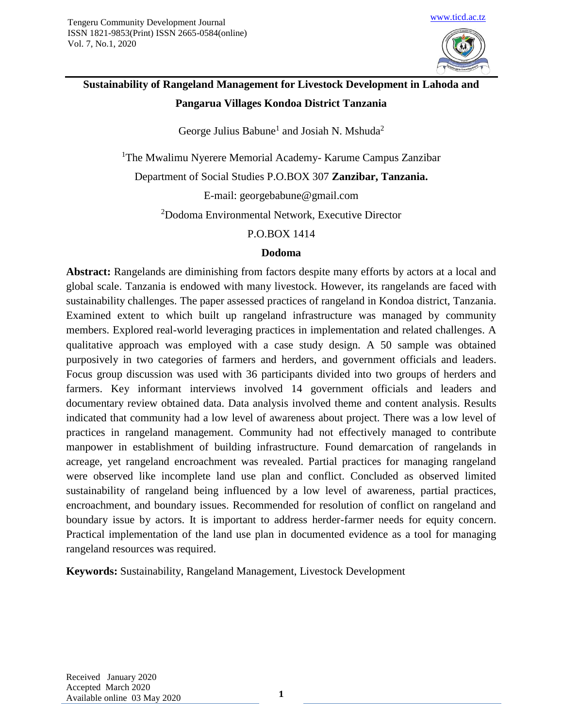# Sustainability of Rangeland Management for Livestock Development in Lahoda and Pangarua Villages Kondoa District Tanzania

George Julius Babune[1] and Josiah N. Mshuda[2]

[1]The Mwalimu Nyerere Memorial Academy- Karume Campus Zanzibar

Department of Social Studies P.O.BOX 307 **Zanzibar, Tanzania.**

E-mail: georgebabune@gmail.com

[2]Dodoma Environmental Network, Executive Director

P.O.BOX 1414

**Dodoma**

**Abstract:** Rangelands are diminishing from factors despite many efforts by actors at a local and global scale. Tanzania is endowed with many livestock. However, its rangelands are faced with sustainability challenges. The paper assessed practices of rangeland in Kondoa district, Tanzania. Examined extent to which built up rangeland infrastructure was managed by community members. Explored real-world leveraging practices in implementation and related challenges. A qualitative approach was employed with a case study design. A 50 sample was obtained purposively in two categories of farmers and herders, and government officials and leaders. Focus group discussion was used with 36 participants divided into two groups of herders and farmers. Key informant interviews involved 14 government officials and leaders and documentary review obtained data. Data analysis involved theme and content analysis. Results indicated that community had a low level of awareness about project. There was a low level of practices in rangeland management. Community had not effectively managed to contribute manpower in establishment of building infrastructure. Found demarcation of rangelands in acreage, yet rangeland encroachment was revealed. Partial practices for managing rangeland were observed like incomplete land use plan and conflict. Concluded as observed limited sustainability of rangeland being influenced by a low level of awareness, partial practices, encroachment, and boundary issues. Recommended for resolution of conflict on rangeland and boundary issue by actors. It is important to address herder-farmer needs for equity concern. Practical implementation of the land use plan in documented evidence as a tool for managing rangeland resources was required.

**Keywords:** Sustainability, Rangeland Management, Livestock Development

Received January 2020
Accepted March 2020
Available online 03 May 2020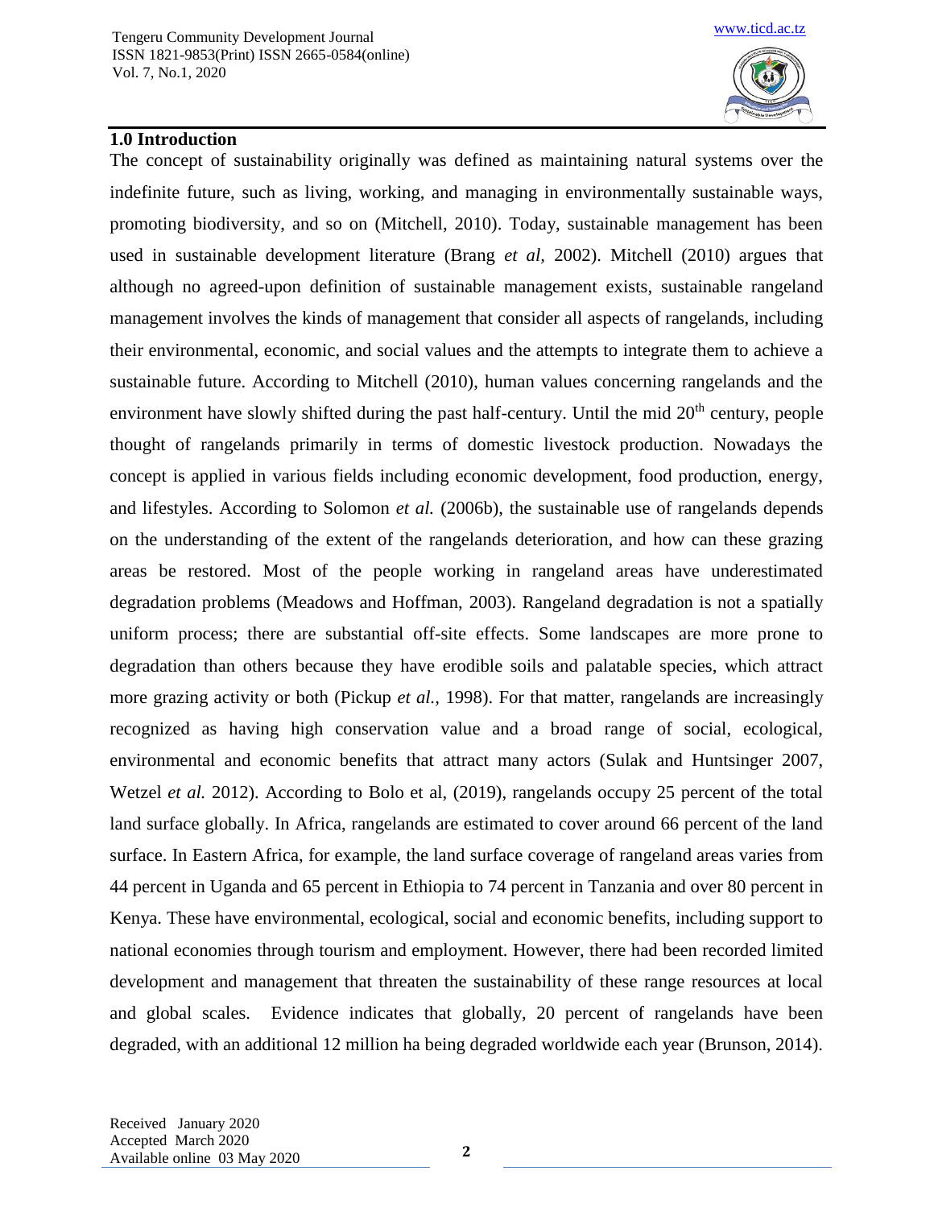## 1.0 Introduction

The concept of sustainability originally was defined as maintaining natural systems over the indefinite future, such as living, working, and managing in environmentally sustainable ways, promoting biodiversity, and so on (Mitchell, 2010). Today, sustainable management has been used in sustainable development literature (Brang *et al*, 2002). Mitchell (2010) argues that although no agreed-upon definition of sustainable management exists, sustainable rangeland management involves the kinds of management that consider all aspects of rangelands, including their environmental, economic, and social values and the attempts to integrate them to achieve a sustainable future. According to Mitchell (2010), human values concerning rangelands and the environment have slowly shifted during the past half-century. Until the mid 20th century, people thought of rangelands primarily in terms of domestic livestock production. Nowadays the concept is applied in various fields including economic development, food production, energy, and lifestyles. According to Solomon *et al.* (2006b), the sustainable use of rangelands depends on the understanding of the extent of the rangelands deterioration, and how can these grazing areas be restored. Most of the people working in rangeland areas have underestimated degradation problems (Meadows and Hoffman, 2003). Rangeland degradation is not a spatially uniform process; there are substantial off-site effects. Some landscapes are more prone to degradation than others because they have erodible soils and palatable species, which attract more grazing activity or both (Pickup *et al.,* 1998). For that matter, rangelands are increasingly recognized as having high conservation value and a broad range of social, ecological, environmental and economic benefits that attract many actors (Sulak and Huntsinger 2007, Wetzel *et al.* 2012). According to Bolo et al, (2019), rangelands occupy 25 percent of the total land surface globally. In Africa, rangelands are estimated to cover around 66 percent of the land surface. In Eastern Africa, for example, the land surface coverage of rangeland areas varies from 44 percent in Uganda and 65 percent in Ethiopia to 74 percent in Tanzania and over 80 percent in Kenya. These have environmental, ecological, social and economic benefits, including support to national economies through tourism and employment. However, there had been recorded limited development and management that threaten the sustainability of these range resources at local and global scales. Evidence indicates that globally, 20 percent of rangelands have been degraded, with an additional 12 million ha being degraded worldwide each year (Brunson, 2014).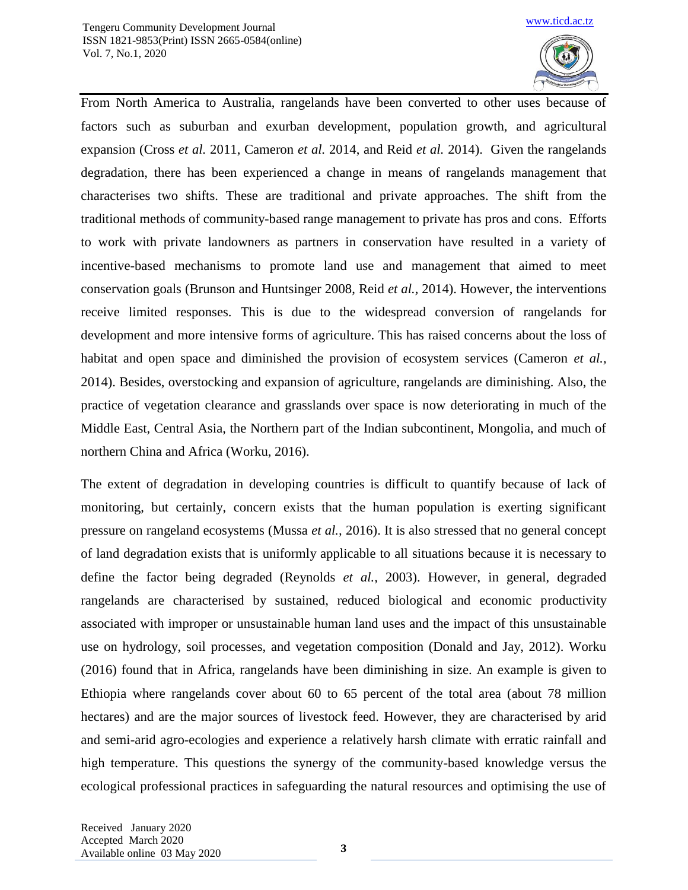From North America to Australia, rangelands have been converted to other uses because of factors such as suburban and exurban development, population growth, and agricultural expansion (Cross *et al.* 2011, Cameron *et al.* 2014, and Reid *et al.* 2014). Given the rangelands degradation, there has been experienced a change in means of rangelands management that characterises two shifts. These are traditional and private approaches. The shift from the traditional methods of community-based range management to private has pros and cons. Efforts to work with private landowners as partners in conservation have resulted in a variety of incentive-based mechanisms to promote land use and management that aimed to meet conservation goals (Brunson and Huntsinger 2008, Reid *et al.,* 2014). However, the interventions receive limited responses. This is due to the widespread conversion of rangelands for development and more intensive forms of agriculture. This has raised concerns about the loss of habitat and open space and diminished the provision of ecosystem services (Cameron *et al.,* 2014). Besides, overstocking and expansion of agriculture, rangelands are diminishing. Also, the practice of vegetation clearance and grasslands over space is now deteriorating in much of the Middle East, Central Asia, the Northern part of the Indian subcontinent, Mongolia, and much of northern China and Africa (Worku, 2016).

The extent of degradation in developing countries is difficult to quantify because of lack of monitoring, but certainly, concern exists that the human population is exerting significant pressure on rangeland ecosystems (Mussa *et al.,* 2016). It is also stressed that no general concept of land degradation exists that is uniformly applicable to all situations because it is necessary to define the factor being degraded (Reynolds *et al.,* 2003). However, in general, degraded rangelands are characterised by sustained, reduced biological and economic productivity associated with improper or unsustainable human land uses and the impact of this unsustainable use on hydrology, soil processes, and vegetation composition (Donald and Jay, 2012). Worku (2016) found that in Africa, rangelands have been diminishing in size. An example is given to Ethiopia where rangelands cover about 60 to 65 percent of the total area (about 78 million hectares) and are the major sources of livestock feed. However, they are characterised by arid and semi-arid agro-ecologies and experience a relatively harsh climate with erratic rainfall and high temperature. This questions the synergy of the community-based knowledge versus the ecological professional practices in safeguarding the natural resources and optimising the use of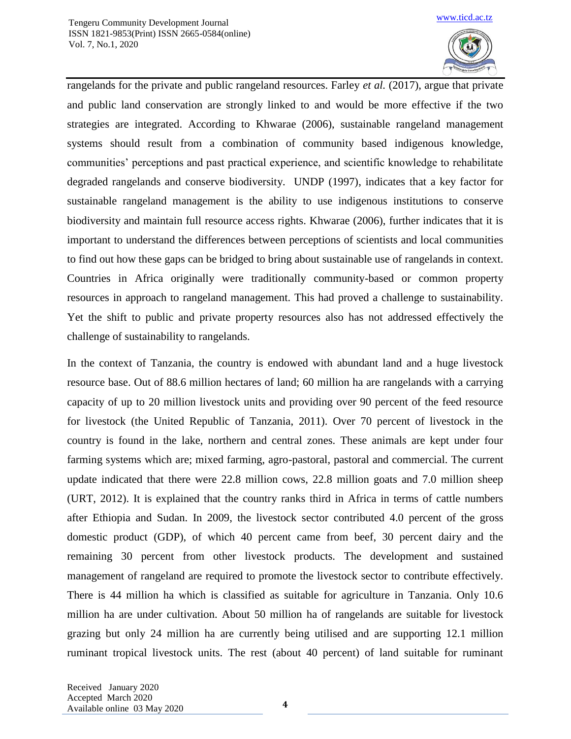rangelands for the private and public rangeland resources. Farley *et al.* (2017), argue that private and public land conservation are strongly linked to and would be more effective if the two strategies are integrated. According to Khwarae (2006), sustainable rangeland management systems should result from a combination of community based indigenous knowledge, communities' perceptions and past practical experience, and scientific knowledge to rehabilitate degraded rangelands and conserve biodiversity. UNDP (1997), indicates that a key factor for sustainable rangeland management is the ability to use indigenous institutions to conserve biodiversity and maintain full resource access rights. Khwarae (2006), further indicates that it is important to understand the differences between perceptions of scientists and local communities to find out how these gaps can be bridged to bring about sustainable use of rangelands in context. Countries in Africa originally were traditionally community-based or common property resources in approach to rangeland management. This had proved a challenge to sustainability. Yet the shift to public and private property resources also has not addressed effectively the challenge of sustainability to rangelands.

In the context of Tanzania, the country is endowed with abundant land and a huge livestock resource base. Out of 88.6 million hectares of land; 60 million ha are rangelands with a carrying capacity of up to 20 million livestock units and providing over 90 percent of the feed resource for livestock (the United Republic of Tanzania, 2011). Over 70 percent of livestock in the country is found in the lake, northern and central zones. These animals are kept under four farming systems which are; mixed farming, agro-pastoral, pastoral and commercial. The current update indicated that there were 22.8 million cows, 22.8 million goats and 7.0 million sheep (URT, 2012). It is explained that the country ranks third in Africa in terms of cattle numbers after Ethiopia and Sudan. In 2009, the livestock sector contributed 4.0 percent of the gross domestic product (GDP), of which 40 percent came from beef, 30 percent dairy and the remaining 30 percent from other livestock products. The development and sustained management of rangeland are required to promote the livestock sector to contribute effectively. There is 44 million ha which is classified as suitable for agriculture in Tanzania. Only 10.6 million ha are under cultivation. About 50 million ha of rangelands are suitable for livestock grazing but only 24 million ha are currently being utilised and are supporting 12.1 million ruminant tropical livestock units. The rest (about 40 percent) of land suitable for ruminant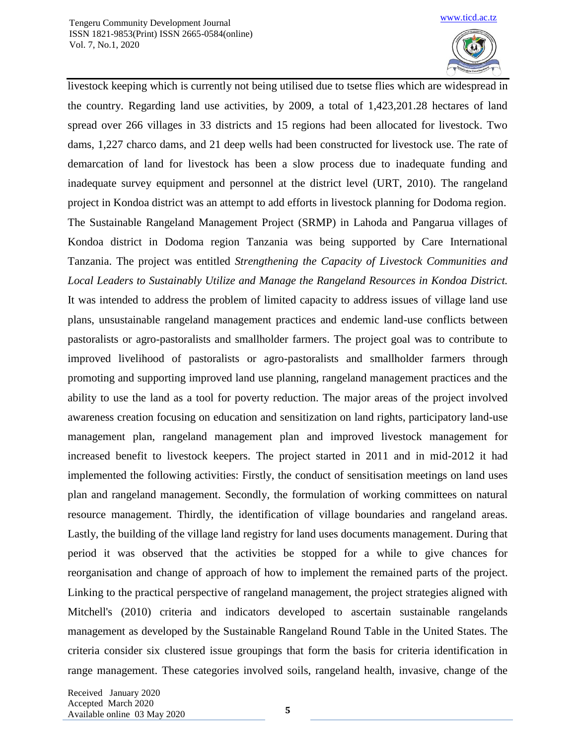livestock keeping which is currently not being utilised due to tsetse flies which are widespread in the country. Regarding land use activities, by 2009, a total of 1,423,201.28 hectares of land spread over 266 villages in 33 districts and 15 regions had been allocated for livestock. Two dams, 1,227 charco dams, and 21 deep wells had been constructed for livestock use. The rate of demarcation of land for livestock has been a slow process due to inadequate funding and inadequate survey equipment and personnel at the district level (URT, 2010). The rangeland project in Kondoa district was an attempt to add efforts in livestock planning for Dodoma region. The Sustainable Rangeland Management Project (SRMP) in Lahoda and Pangarua villages of Kondoa district in Dodoma region Tanzania was being supported by Care International Tanzania. The project was entitled *Strengthening the Capacity of Livestock Communities and Local Leaders to Sustainably Utilize and Manage the Rangeland Resources in Kondoa District.* It was intended to address the problem of limited capacity to address issues of village land use plans, unsustainable rangeland management practices and endemic land-use conflicts between pastoralists or agro-pastoralists and smallholder farmers. The project goal was to contribute to improved livelihood of pastoralists or agro-pastoralists and smallholder farmers through promoting and supporting improved land use planning, rangeland management practices and the ability to use the land as a tool for poverty reduction. The major areas of the project involved awareness creation focusing on education and sensitization on land rights, participatory land-use management plan, rangeland management plan and improved livestock management for increased benefit to livestock keepers. The project started in 2011 and in mid-2012 it had implemented the following activities: Firstly, the conduct of sensitisation meetings on land uses plan and rangeland management. Secondly, the formulation of working committees on natural resource management. Thirdly, the identification of village boundaries and rangeland areas. Lastly, the building of the village land registry for land uses documents management. During that period it was observed that the activities be stopped for a while to give chances for reorganisation and change of approach of how to implement the remained parts of the project. Linking to the practical perspective of rangeland management, the project strategies aligned with Mitchell's (2010) criteria and indicators developed to ascertain sustainable rangelands management as developed by the Sustainable Rangeland Round Table in the United States. The criteria consider six clustered issue groupings that form the basis for criteria identification in range management. These categories involved soils, rangeland health, invasive, change of the

Received January 2020
Accepted March 2020
Available online 03 May 2020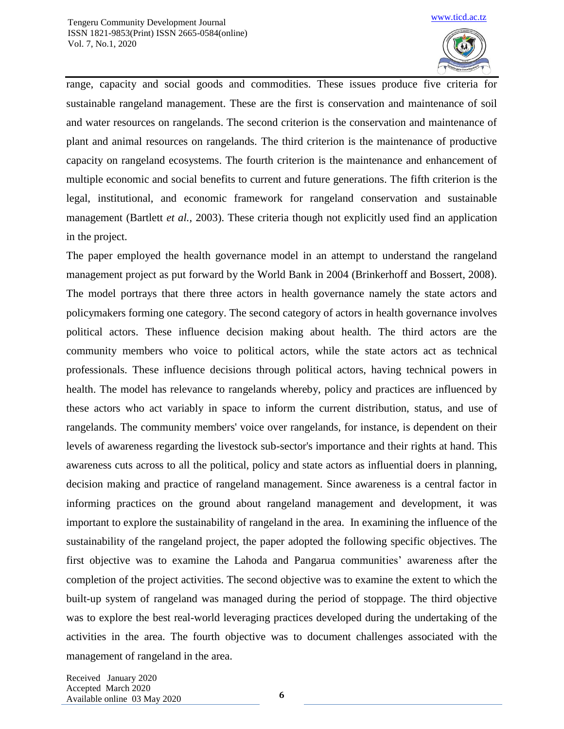range, capacity and social goods and commodities. These issues produce five criteria for sustainable rangeland management. These are the first is conservation and maintenance of soil and water resources on rangelands. The second criterion is the conservation and maintenance of plant and animal resources on rangelands. The third criterion is the maintenance of productive capacity on rangeland ecosystems. The fourth criterion is the maintenance and enhancement of multiple economic and social benefits to current and future generations. The fifth criterion is the legal, institutional, and economic framework for rangeland conservation and sustainable management (Bartlett *et al.*, 2003). These criteria though not explicitly used find an application in the project.

The paper employed the health governance model in an attempt to understand the rangeland management project as put forward by the World Bank in 2004 (Brinkerhoff and Bossert, 2008). The model portrays that there three actors in health governance namely the state actors and policymakers forming one category. The second category of actors in health governance involves political actors. These influence decision making about health. The third actors are the community members who voice to political actors, while the state actors act as technical professionals. These influence decisions through political actors, having technical powers in health. The model has relevance to rangelands whereby, policy and practices are influenced by these actors who act variably in space to inform the current distribution, status, and use of rangelands. The community members' voice over rangelands, for instance, is dependent on their levels of awareness regarding the livestock sub-sector's importance and their rights at hand. This awareness cuts across to all the political, policy and state actors as influential doers in planning, decision making and practice of rangeland management. Since awareness is a central factor in informing practices on the ground about rangeland management and development, it was important to explore the sustainability of rangeland in the area. In examining the influence of the sustainability of the rangeland project, the paper adopted the following specific objectives. The first objective was to examine the Lahoda and Pangarua communities' awareness after the completion of the project activities. The second objective was to examine the extent to which the built-up system of rangeland was managed during the period of stoppage. The third objective was to explore the best real-world leveraging practices developed during the undertaking of the activities in the area. The fourth objective was to document challenges associated with the management of rangeland in the area.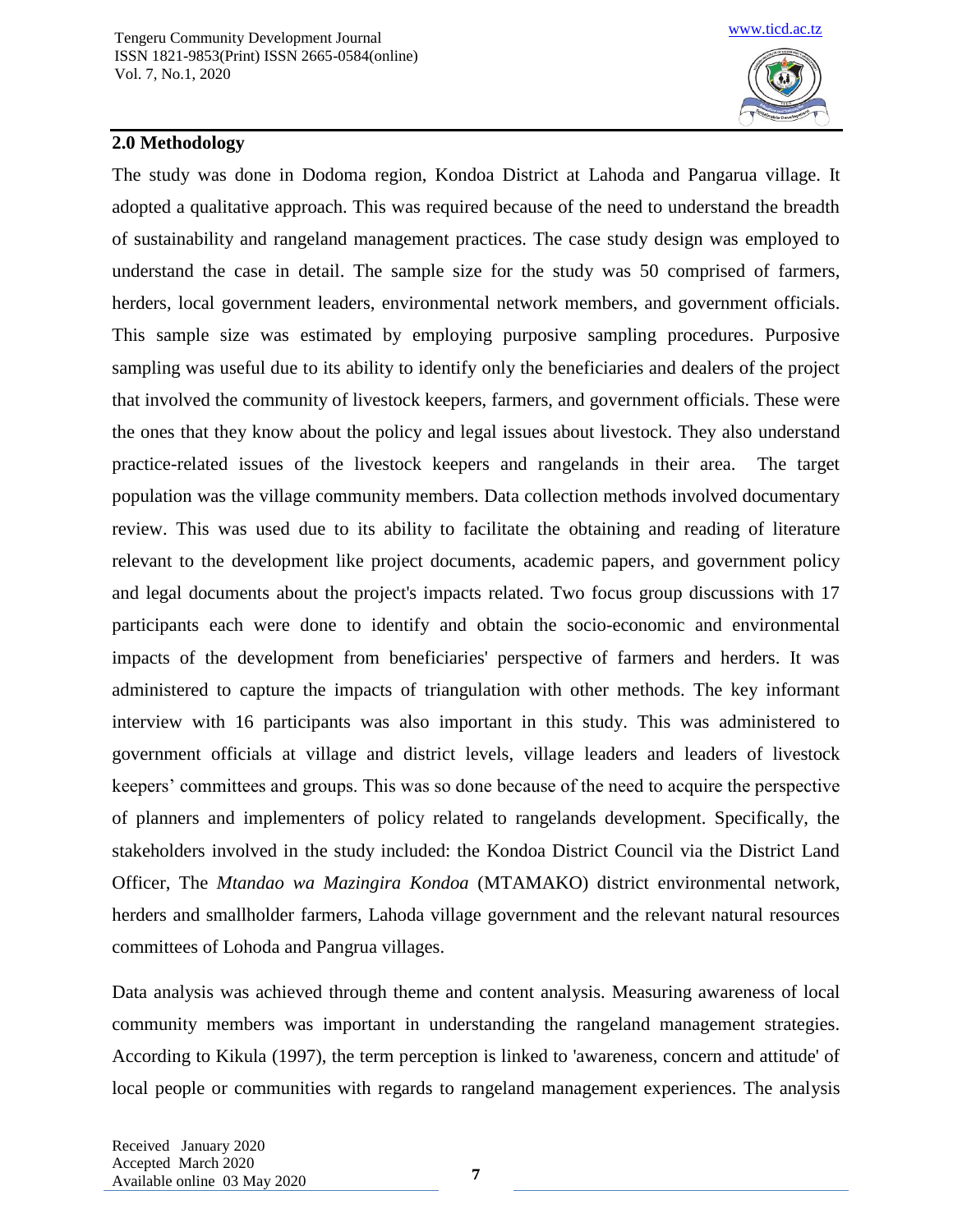## 2.0 Methodology

The study was done in Dodoma region, Kondoa District at Lahoda and Pangarua village. It adopted a qualitative approach. This was required because of the need to understand the breadth of sustainability and rangeland management practices. The case study design was employed to understand the case in detail. The sample size for the study was 50 comprised of farmers, herders, local government leaders, environmental network members, and government officials. This sample size was estimated by employing purposive sampling procedures. Purposive sampling was useful due to its ability to identify only the beneficiaries and dealers of the project that involved the community of livestock keepers, farmers, and government officials. These were the ones that they know about the policy and legal issues about livestock. They also understand practice-related issues of the livestock keepers and rangelands in their area. The target population was the village community members. Data collection methods involved documentary review. This was used due to its ability to facilitate the obtaining and reading of literature relevant to the development like project documents, academic papers, and government policy and legal documents about the project's impacts related. Two focus group discussions with 17 participants each were done to identify and obtain the socio-economic and environmental impacts of the development from beneficiaries' perspective of farmers and herders. It was administered to capture the impacts of triangulation with other methods. The key informant interview with 16 participants was also important in this study. This was administered to government officials at village and district levels, village leaders and leaders of livestock keepers' committees and groups. This was so done because of the need to acquire the perspective of planners and implementers of policy related to rangelands development. Specifically, the stakeholders involved in the study included: the Kondoa District Council via the District Land Officer, The *Mtandao wa Mazingira Kondoa* (MTAMAKO) district environmental network, herders and smallholder farmers, Lahoda village government and the relevant natural resources committees of Lohoda and Pangrua villages.

Data analysis was achieved through theme and content analysis. Measuring awareness of local community members was important in understanding the rangeland management strategies. According to Kikula (1997), the term perception is linked to 'awareness, concern and attitude' of local people or communities with regards to rangeland management experiences. The analysis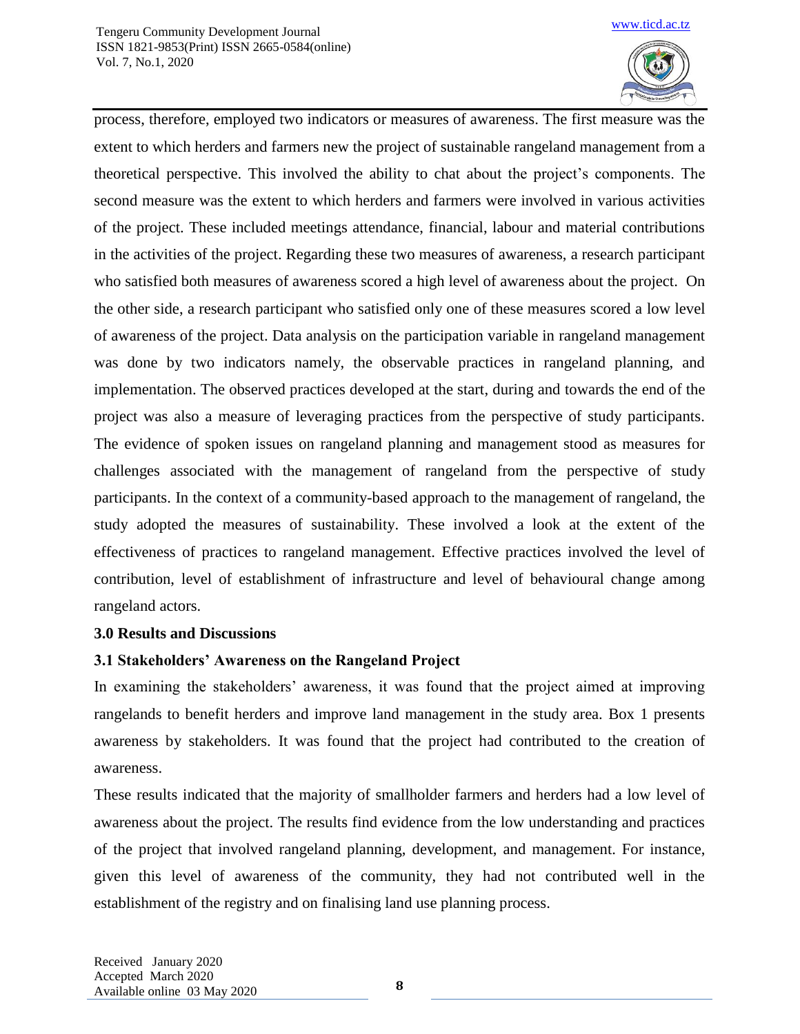process, therefore, employed two indicators or measures of awareness. The first measure was the extent to which herders and farmers new the project of sustainable rangeland management from a theoretical perspective. This involved the ability to chat about the project's components. The second measure was the extent to which herders and farmers were involved in various activities of the project. These included meetings attendance, financial, labour and material contributions in the activities of the project. Regarding these two measures of awareness, a research participant who satisfied both measures of awareness scored a high level of awareness about the project. On the other side, a research participant who satisfied only one of these measures scored a low level of awareness of the project. Data analysis on the participation variable in rangeland management was done by two indicators namely, the observable practices in rangeland planning, and implementation. The observed practices developed at the start, during and towards the end of the project was also a measure of leveraging practices from the perspective of study participants. The evidence of spoken issues on rangeland planning and management stood as measures for challenges associated with the management of rangeland from the perspective of study participants. In the context of a community-based approach to the management of rangeland, the study adopted the measures of sustainability. These involved a look at the extent of the effectiveness of practices to rangeland management. Effective practices involved the level of contribution, level of establishment of infrastructure and level of behavioural change among rangeland actors.

## 3.0 Results and Discussions

### 3.1 Stakeholders' Awareness on the Rangeland Project

In examining the stakeholders' awareness, it was found that the project aimed at improving rangelands to benefit herders and improve land management in the study area. Box 1 presents awareness by stakeholders. It was found that the project had contributed to the creation of awareness.

These results indicated that the majority of smallholder farmers and herders had a low level of awareness about the project. The results find evidence from the low understanding and practices of the project that involved rangeland planning, development, and management. For instance, given this level of awareness of the community, they had not contributed well in the establishment of the registry and on finalising land use planning process.

Received January 2020
Accepted March 2020
Available online 03 May 2020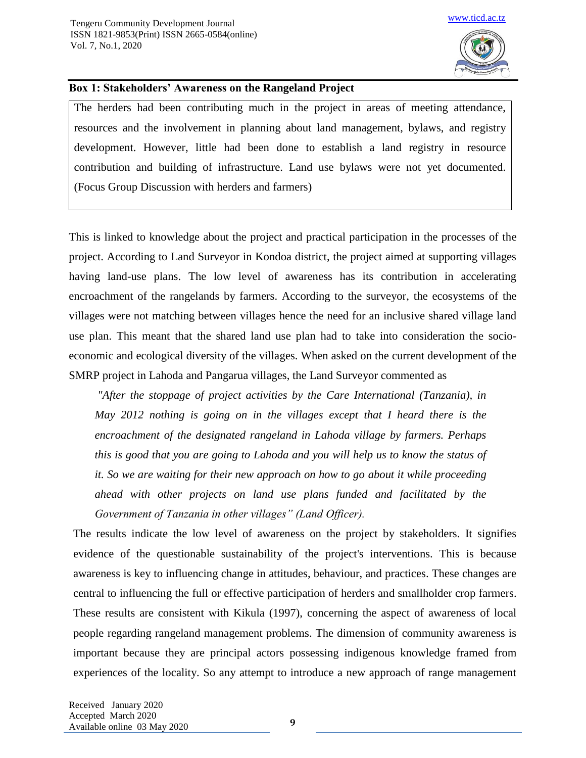**Box 1: Stakeholders' Awareness on the Rangeland Project**

> The herders had been contributing much in the project in areas of meeting attendance, resources and the involvement in planning about land management, bylaws, and registry development. However, little had been done to establish a land registry in resource contribution and building of infrastructure. Land use bylaws were not yet documented. (Focus Group Discussion with herders and farmers)

This is linked to knowledge about the project and practical participation in the processes of the project. According to Land Surveyor in Kondoa district, the project aimed at supporting villages having land-use plans. The low level of awareness has its contribution in accelerating encroachment of the rangelands by farmers. According to the surveyor, the ecosystems of the villages were not matching between villages hence the need for an inclusive shared village land use plan. This meant that the shared land use plan had to take into consideration the socio-economic and ecological diversity of the villages. When asked on the current development of the SMRP project in Lahoda and Pangarua villages, the Land Surveyor commented as

> *"After the stoppage of project activities by the Care International (Tanzania), in May 2012 nothing is going on in the villages except that I heard there is the encroachment of the designated rangeland in Lahoda village by farmers. Perhaps this is good that you are going to Lahoda and you will help us to know the status of it. So we are waiting for their new approach on how to go about it while proceeding ahead with other projects on land use plans funded and facilitated by the Government of Tanzania in other villages" (Land Officer).*

The results indicate the low level of awareness on the project by stakeholders. It signifies evidence of the questionable sustainability of the project's interventions. This is because awareness is key to influencing change in attitudes, behaviour, and practices. These changes are central to influencing the full or effective participation of herders and smallholder crop farmers. These results are consistent with Kikula (1997), concerning the aspect of awareness of local people regarding rangeland management problems. The dimension of community awareness is important because they are principal actors possessing indigenous knowledge framed from experiences of the locality. So any attempt to introduce a new approach of range management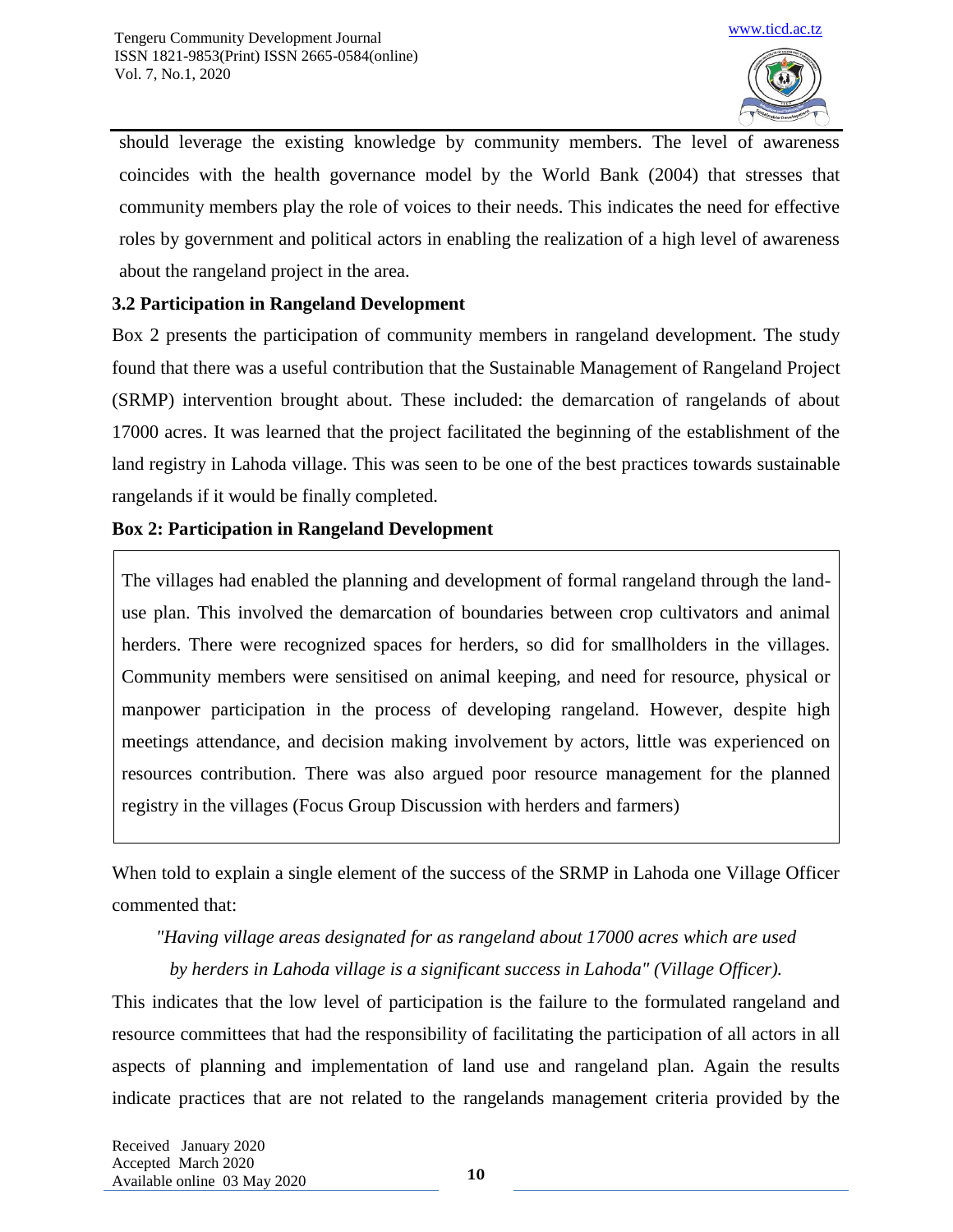should leverage the existing knowledge by community members. The level of awareness coincides with the health governance model by the World Bank (2004) that stresses that community members play the role of voices to their needs. This indicates the need for effective roles by government and political actors in enabling the realization of a high level of awareness about the rangeland project in the area.

### 3.2 Participation in Rangeland Development

Box 2 presents the participation of community members in rangeland development. The study found that there was a useful contribution that the Sustainable Management of Rangeland Project (SRMP) intervention brought about. These included: the demarcation of rangelands of about 17000 acres. It was learned that the project facilitated the beginning of the establishment of the land registry in Lahoda village. This was seen to be one of the best practices towards sustainable rangelands if it would be finally completed.

**Box 2: Participation in Rangeland Development**

> The villages had enabled the planning and development of formal rangeland through the land-use plan. This involved the demarcation of boundaries between crop cultivators and animal herders. There were recognized spaces for herders, so did for smallholders in the villages. Community members were sensitised on animal keeping, and need for resource, physical or manpower participation in the process of developing rangeland. However, despite high meetings attendance, and decision making involvement by actors, little was experienced on resources contribution. There was also argued poor resource management for the planned registry in the villages (Focus Group Discussion with herders and farmers)

When told to explain a single element of the success of the SRMP in Lahoda one Village Officer commented that:

> *"Having village areas designated for as rangeland about 17000 acres which are used by herders in Lahoda village is a significant success in Lahoda" (Village Officer).*

This indicates that the low level of participation is the failure to the formulated rangeland and resource committees that had the responsibility of facilitating the participation of all actors in all aspects of planning and implementation of land use and rangeland plan. Again the results indicate practices that are not related to the rangelands management criteria provided by the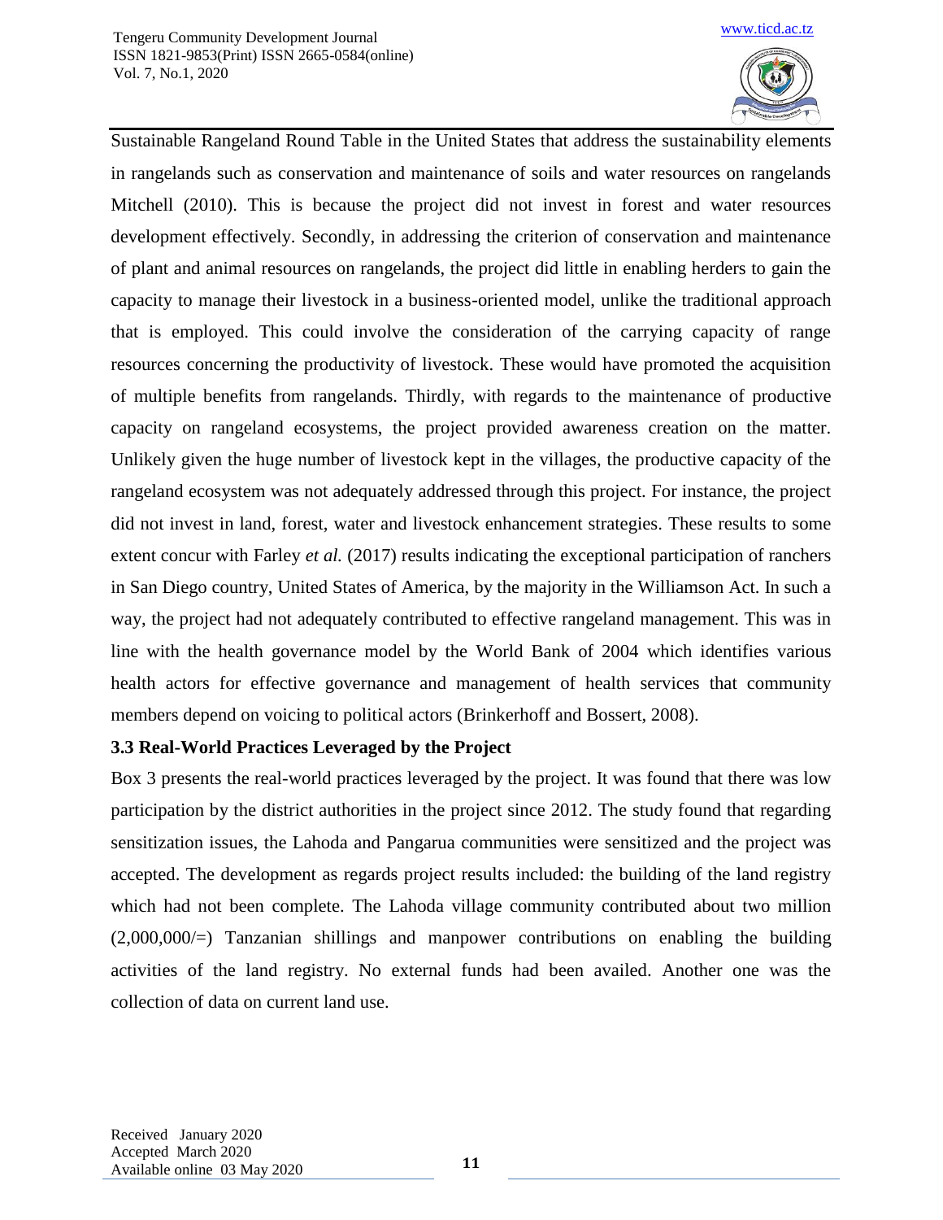Sustainable Rangeland Round Table in the United States that address the sustainability elements in rangelands such as conservation and maintenance of soils and water resources on rangelands Mitchell (2010). This is because the project did not invest in forest and water resources development effectively. Secondly, in addressing the criterion of conservation and maintenance of plant and animal resources on rangelands, the project did little in enabling herders to gain the capacity to manage their livestock in a business-oriented model, unlike the traditional approach that is employed. This could involve the consideration of the carrying capacity of range resources concerning the productivity of livestock. These would have promoted the acquisition of multiple benefits from rangelands. Thirdly, with regards to the maintenance of productive capacity on rangeland ecosystems, the project provided awareness creation on the matter. Unlikely given the huge number of livestock kept in the villages, the productive capacity of the rangeland ecosystem was not adequately addressed through this project. For instance, the project did not invest in land, forest, water and livestock enhancement strategies. These results to some extent concur with Farley *et al.* (2017) results indicating the exceptional participation of ranchers in San Diego country, United States of America, by the majority in the Williamson Act. In such a way, the project had not adequately contributed to effective rangeland management. This was in line with the health governance model by the World Bank of 2004 which identifies various health actors for effective governance and management of health services that community members depend on voicing to political actors (Brinkerhoff and Bossert, 2008).

### 3.3 Real-World Practices Leveraged by the Project

Box 3 presents the real-world practices leveraged by the project. It was found that there was low participation by the district authorities in the project since 2012. The study found that regarding sensitization issues, the Lahoda and Pangarua communities were sensitized and the project was accepted. The development as regards project results included: the building of the land registry which had not been complete. The Lahoda village community contributed about two million (2,000,000/=) Tanzanian shillings and manpower contributions on enabling the building activities of the land registry. No external funds had been availed. Another one was the collection of data on current land use.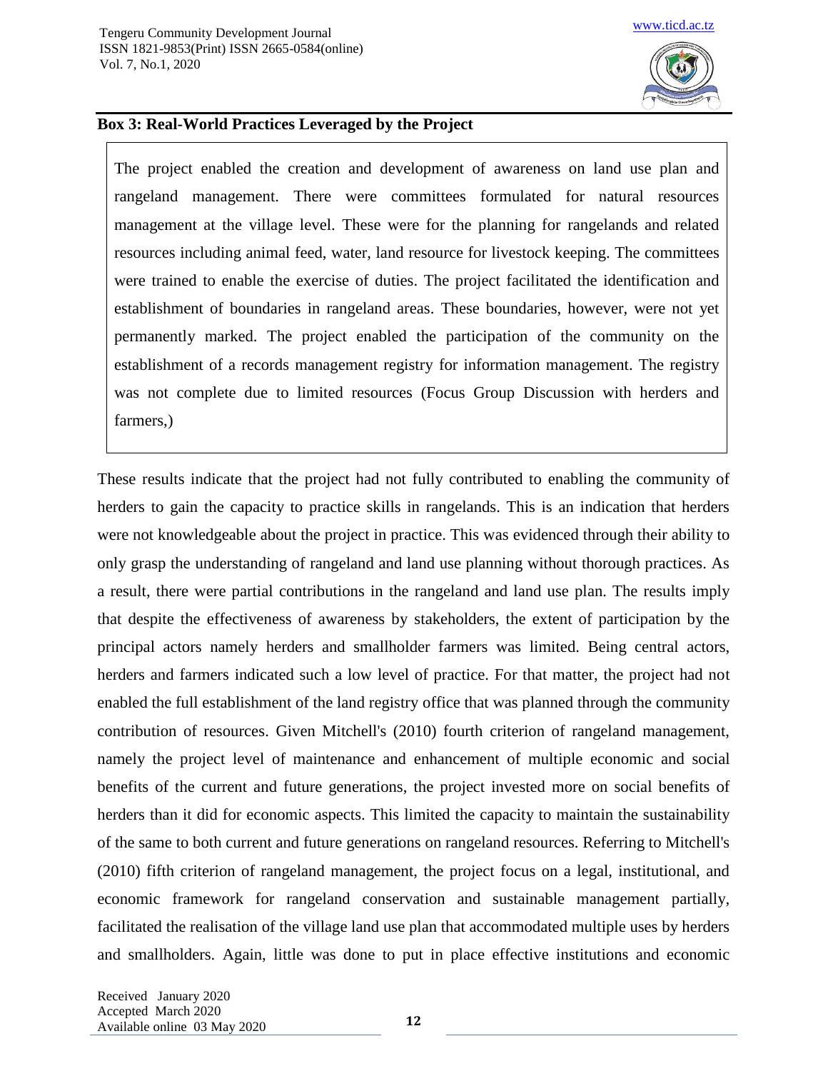**Box 3: Real-World Practices Leveraged by the Project**

> The project enabled the creation and development of awareness on land use plan and rangeland management. There were committees formulated for natural resources management at the village level. These were for the planning for rangelands and related resources including animal feed, water, land resource for livestock keeping. The committees were trained to enable the exercise of duties. The project facilitated the identification and establishment of boundaries in rangeland areas. These boundaries, however, were not yet permanently marked. The project enabled the participation of the community on the establishment of a records management registry for information management. The registry was not complete due to limited resources (Focus Group Discussion with herders and farmers,)

These results indicate that the project had not fully contributed to enabling the community of herders to gain the capacity to practice skills in rangelands. This is an indication that herders were not knowledgeable about the project in practice. This was evidenced through their ability to only grasp the understanding of rangeland and land use planning without thorough practices. As a result, there were partial contributions in the rangeland and land use plan. The results imply that despite the effectiveness of awareness by stakeholders, the extent of participation by the principal actors namely herders and smallholder farmers was limited. Being central actors, herders and farmers indicated such a low level of practice. For that matter, the project had not enabled the full establishment of the land registry office that was planned through the community contribution of resources. Given Mitchell's (2010) fourth criterion of rangeland management, namely the project level of maintenance and enhancement of multiple economic and social benefits of the current and future generations, the project invested more on social benefits of herders than it did for economic aspects. This limited the capacity to maintain the sustainability of the same to both current and future generations on rangeland resources. Referring to Mitchell's (2010) fifth criterion of rangeland management, the project focus on a legal, institutional, and economic framework for rangeland conservation and sustainable management partially, facilitated the realisation of the village land use plan that accommodated multiple uses by herders and smallholders. Again, little was done to put in place effective institutions and economic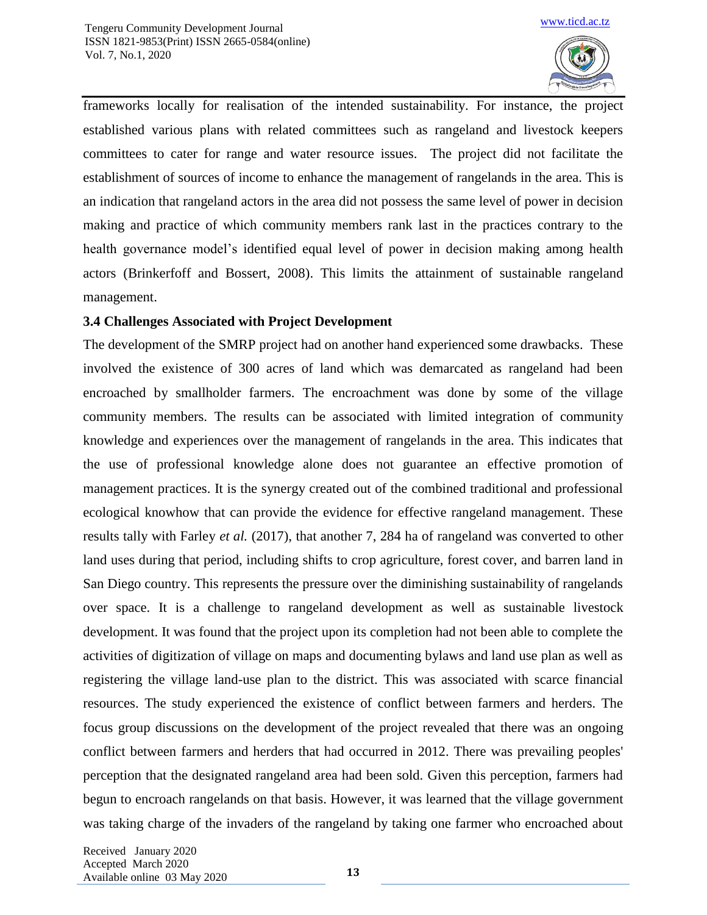frameworks locally for realisation of the intended sustainability. For instance, the project established various plans with related committees such as rangeland and livestock keepers committees to cater for range and water resource issues. The project did not facilitate the establishment of sources of income to enhance the management of rangelands in the area. This is an indication that rangeland actors in the area did not possess the same level of power in decision making and practice of which community members rank last in the practices contrary to the health governance model's identified equal level of power in decision making among health actors (Brinkerfoff and Bossert, 2008). This limits the attainment of sustainable rangeland management.

### 3.4 Challenges Associated with Project Development

The development of the SMRP project had on another hand experienced some drawbacks. These involved the existence of 300 acres of land which was demarcated as rangeland had been encroached by smallholder farmers. The encroachment was done by some of the village community members. The results can be associated with limited integration of community knowledge and experiences over the management of rangelands in the area. This indicates that the use of professional knowledge alone does not guarantee an effective promotion of management practices. It is the synergy created out of the combined traditional and professional ecological knowhow that can provide the evidence for effective rangeland management. These results tally with Farley *et al.* (2017), that another 7, 284 ha of rangeland was converted to other land uses during that period, including shifts to crop agriculture, forest cover, and barren land in San Diego country. This represents the pressure over the diminishing sustainability of rangelands over space. It is a challenge to rangeland development as well as sustainable livestock development. It was found that the project upon its completion had not been able to complete the activities of digitization of village on maps and documenting bylaws and land use plan as well as registering the village land-use plan to the district. This was associated with scarce financial resources. The study experienced the existence of conflict between farmers and herders. The focus group discussions on the development of the project revealed that there was an ongoing conflict between farmers and herders that had occurred in 2012. There was prevailing peoples' perception that the designated rangeland area had been sold. Given this perception, farmers had begun to encroach rangelands on that basis. However, it was learned that the village government was taking charge of the invaders of the rangeland by taking one farmer who encroached about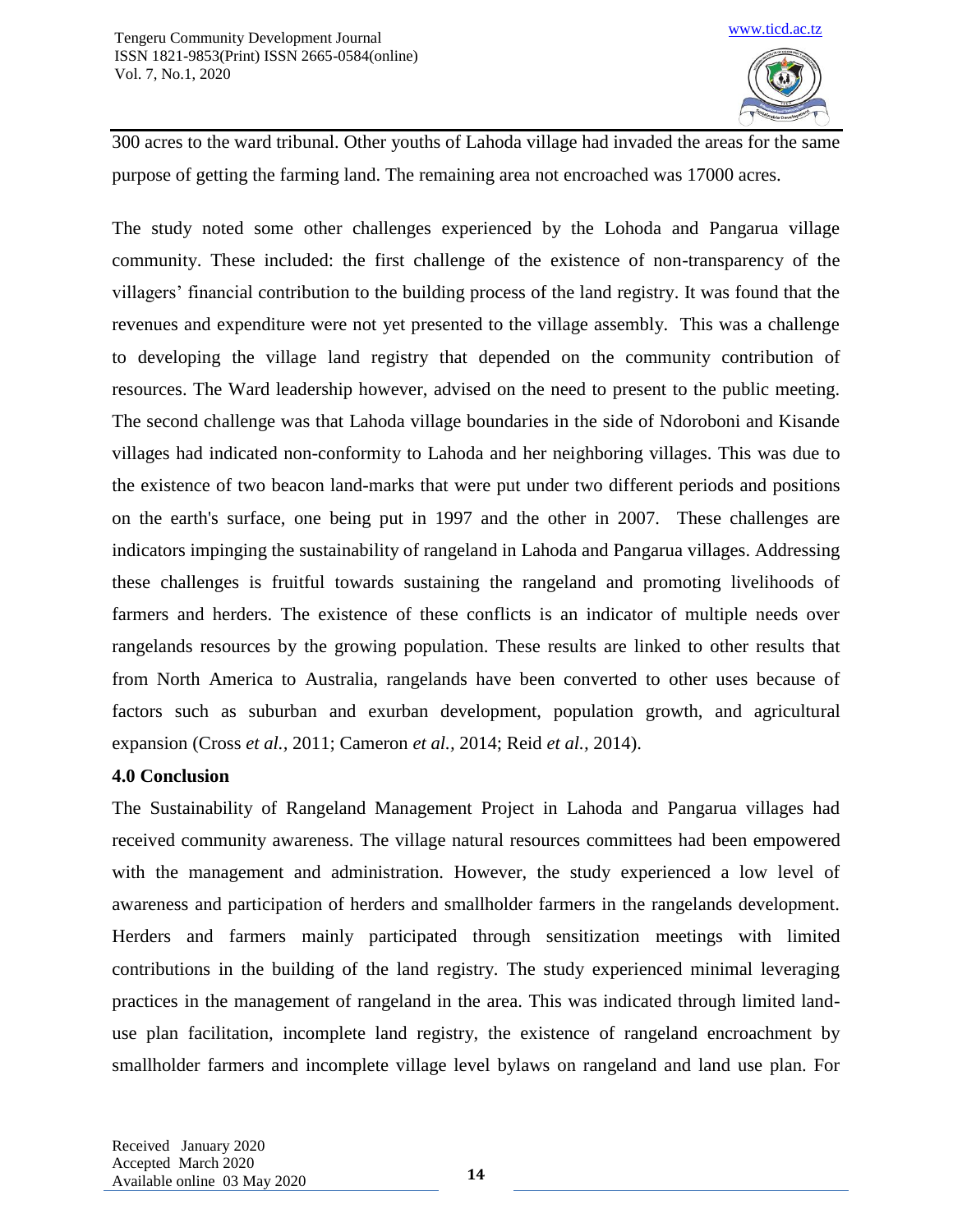300 acres to the ward tribunal. Other youths of Lahoda village had invaded the areas for the same purpose of getting the farming land. The remaining area not encroached was 17000 acres.

The study noted some other challenges experienced by the Lohoda and Pangarua village community. These included: the first challenge of the existence of non-transparency of the villagers' financial contribution to the building process of the land registry. It was found that the revenues and expenditure were not yet presented to the village assembly. This was a challenge to developing the village land registry that depended on the community contribution of resources. The Ward leadership however, advised on the need to present to the public meeting. The second challenge was that Lahoda village boundaries in the side of Ndoroboni and Kisande villages had indicated non-conformity to Lahoda and her neighboring villages. This was due to the existence of two beacon land-marks that were put under two different periods and positions on the earth's surface, one being put in 1997 and the other in 2007. These challenges are indicators impinging the sustainability of rangeland in Lahoda and Pangarua villages. Addressing these challenges is fruitful towards sustaining the rangeland and promoting livelihoods of farmers and herders. The existence of these conflicts is an indicator of multiple needs over rangelands resources by the growing population. These results are linked to other results that from North America to Australia, rangelands have been converted to other uses because of factors such as suburban and exurban development, population growth, and agricultural expansion (Cross *et al.*, 2011; Cameron *et al.*, 2014; Reid *et al.*, 2014).

## 4.0 Conclusion

The Sustainability of Rangeland Management Project in Lahoda and Pangarua villages had received community awareness. The village natural resources committees had been empowered with the management and administration. However, the study experienced a low level of awareness and participation of herders and smallholder farmers in the rangelands development. Herders and farmers mainly participated through sensitization meetings with limited contributions in the building of the land registry. The study experienced minimal leveraging practices in the management of rangeland in the area. This was indicated through limited land-use plan facilitation, incomplete land registry, the existence of rangeland encroachment by smallholder farmers and incomplete village level bylaws on rangeland and land use plan. For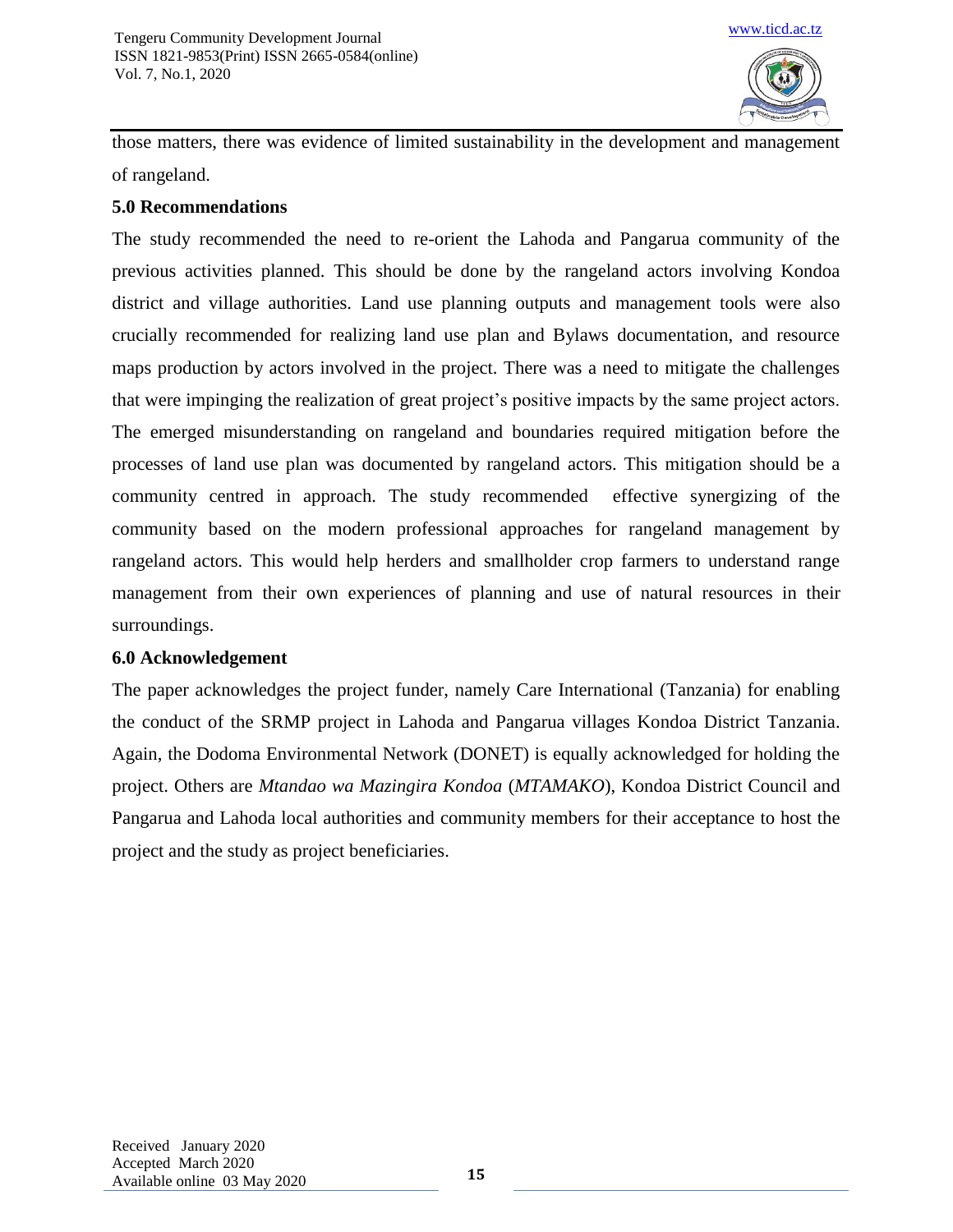those matters, there was evidence of limited sustainability in the development and management of rangeland.

## 5.0 Recommendations

The study recommended the need to re-orient the Lahoda and Pangarua community of the previous activities planned. This should be done by the rangeland actors involving Kondoa district and village authorities. Land use planning outputs and management tools were also crucially recommended for realizing land use plan and Bylaws documentation, and resource maps production by actors involved in the project. There was a need to mitigate the challenges that were impinging the realization of great project's positive impacts by the same project actors. The emerged misunderstanding on rangeland and boundaries required mitigation before the processes of land use plan was documented by rangeland actors. This mitigation should be a community centred in approach. The study recommended effective synergizing of the community based on the modern professional approaches for rangeland management by rangeland actors. This would help herders and smallholder crop farmers to understand range management from their own experiences of planning and use of natural resources in their surroundings.

## 6.0 Acknowledgement

The paper acknowledges the project funder, namely Care International (Tanzania) for enabling the conduct of the SRMP project in Lahoda and Pangarua villages Kondoa District Tanzania. Again, the Dodoma Environmental Network (DONET) is equally acknowledged for holding the project. Others are *Mtandao wa Mazingira Kondoa* (*MTAMAKO*), Kondoa District Council and Pangarua and Lahoda local authorities and community members for their acceptance to host the project and the study as project beneficiaries.

Received January 2020
Accepted March 2020
Available online 03 May 2020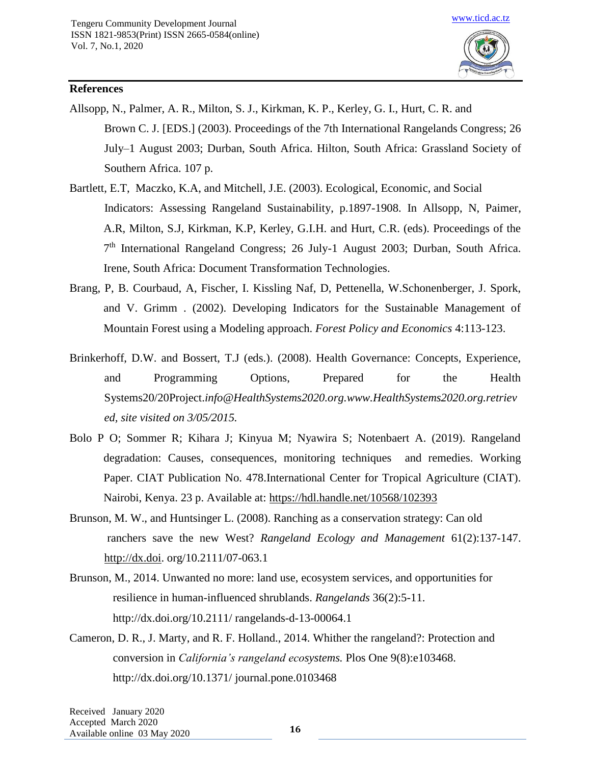## References

Allsopp, N., Palmer, A. R., Milton, S. J., Kirkman, K. P., Kerley, G. I., Hurt, C. R. and Brown C. J. [EDS.] (2003). Proceedings of the 7th International Rangelands Congress; 26 July–1 August 2003; Durban, South Africa. Hilton, South Africa: Grassland Society of Southern Africa. 107 p.

Bartlett, E.T, Maczko, K.A, and Mitchell, J.E. (2003). Ecological, Economic, and Social Indicators: Assessing Rangeland Sustainability, p.1897-1908. In Allsopp, N, Paimer, A.R, Milton, S.J, Kirkman, K.P, Kerley, G.I.H. and Hurt, C.R. (eds). Proceedings of the 7th International Rangeland Congress; 26 July-1 August 2003; Durban, South Africa. Irene, South Africa: Document Transformation Technologies.

Brang, P, B. Courbaud, A, Fischer, I. Kissling Naf, D, Pettenella, W.Schonenberger, J. Spork, and V. Grimm . (2002). Developing Indicators for the Sustainable Management of Mountain Forest using a Modeling approach. *Forest Policy and Economics* 4:113-123.

Brinkerhoff, D.W. and Bossert, T.J (eds.). (2008). Health Governance: Concepts, Experience, and Programming Options, Prepared for the Health Systems20/20Project.*info@HealthSystems2020.org.www.HealthSystems2020.org.retrieved, site visited on 3/05/2015.*

Bolo P O; Sommer R; Kihara J; Kinyua M; Nyawira S; Notenbaert A. (2019). Rangeland degradation: Causes, consequences, monitoring techniques and remedies. Working Paper. CIAT Publication No. 478.International Center for Tropical Agriculture (CIAT). Nairobi, Kenya. 23 p. Available at: https://hdl.handle.net/10568/102393

Brunson, M. W., and Huntsinger L. (2008). Ranching as a conservation strategy: Can old ranchers save the new West? *Rangeland Ecology and Management* 61(2):137-147. http://dx.doi. org/10.2111/07-063.1

Brunson, M., 2014. Unwanted no more: land use, ecosystem services, and opportunities for resilience in human-influenced shrublands. *Rangelands* 36(2):5-11. http://dx.doi.org/10.2111/ rangelands-d-13-00064.1

Cameron, D. R., J. Marty, and R. F. Holland., 2014. Whither the rangeland?: Protection and conversion in *California's rangeland ecosystems.* Plos One 9(8):e103468. http://dx.doi.org/10.1371/ journal.pone.0103468

Received January 2020
Accepted March 2020
Available online 03 May 2020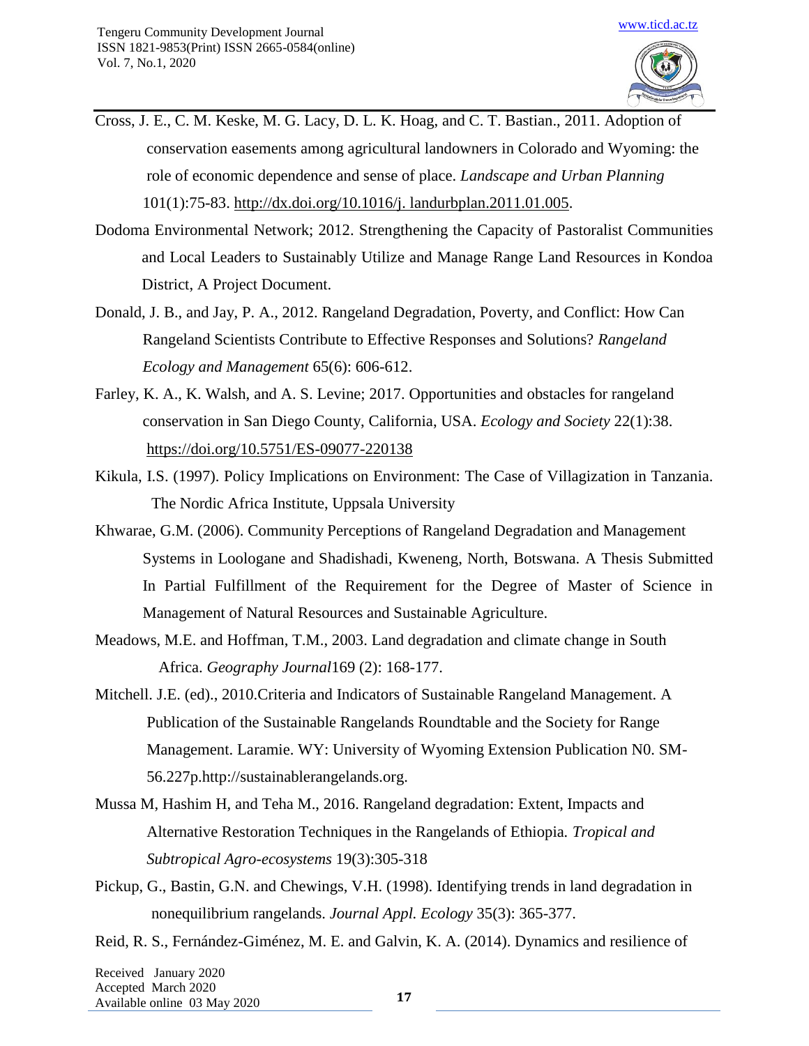Cross, J. E., C. M. Keske, M. G. Lacy, D. L. K. Hoag, and C. T. Bastian., 2011. Adoption of conservation easements among agricultural landowners in Colorado and Wyoming: the role of economic dependence and sense of place. *Landscape and Urban Planning* 101(1):75-83. http://dx.doi.org/10.1016/j. landurbplan.2011.01.005.

Dodoma Environmental Network; 2012. Strengthening the Capacity of Pastoralist Communities and Local Leaders to Sustainably Utilize and Manage Range Land Resources in Kondoa District, A Project Document.

Donald, J. B., and Jay, P. A., 2012. Rangeland Degradation, Poverty, and Conflict: How Can Rangeland Scientists Contribute to Effective Responses and Solutions? *Rangeland Ecology and Management* 65(6): 606-612.

Farley, K. A., K. Walsh, and A. S. Levine; 2017. Opportunities and obstacles for rangeland conservation in San Diego County, California, USA. *Ecology and Society* 22(1):38. https://doi.org/10.5751/ES-09077-220138

Kikula, I.S. (1997). Policy Implications on Environment: The Case of Villagization in Tanzania. The Nordic Africa Institute, Uppsala University

Khwarae, G.M. (2006). Community Perceptions of Rangeland Degradation and Management Systems in Loologane and Shadishadi, Kweneng, North, Botswana. A Thesis Submitted In Partial Fulfillment of the Requirement for the Degree of Master of Science in Management of Natural Resources and Sustainable Agriculture.

Meadows, M.E. and Hoffman, T.M., 2003. Land degradation and climate change in South Africa. *Geography Journal*169 (2): 168-177.

Mitchell. J.E. (ed)., 2010.Criteria and Indicators of Sustainable Rangeland Management. A Publication of the Sustainable Rangelands Roundtable and the Society for Range Management. Laramie. WY: University of Wyoming Extension Publication N0. SM-56.227p.http://sustainablerangelands.org.

Mussa M, Hashim H, and Teha M., 2016. Rangeland degradation: Extent, Impacts and Alternative Restoration Techniques in the Rangelands of Ethiopia. *Tropical and Subtropical Agro-ecosystems* 19(3):305-318

Pickup, G., Bastin, G.N. and Chewings, V.H. (1998). Identifying trends in land degradation in nonequilibrium rangelands. *Journal Appl. Ecology* 35(3): 365-377.

Reid, R. S., Fernández-Giménez, M. E. and Galvin, K. A. (2014). Dynamics and resilience of

Received January 2020
Accepted March 2020
Available online 03 May 2020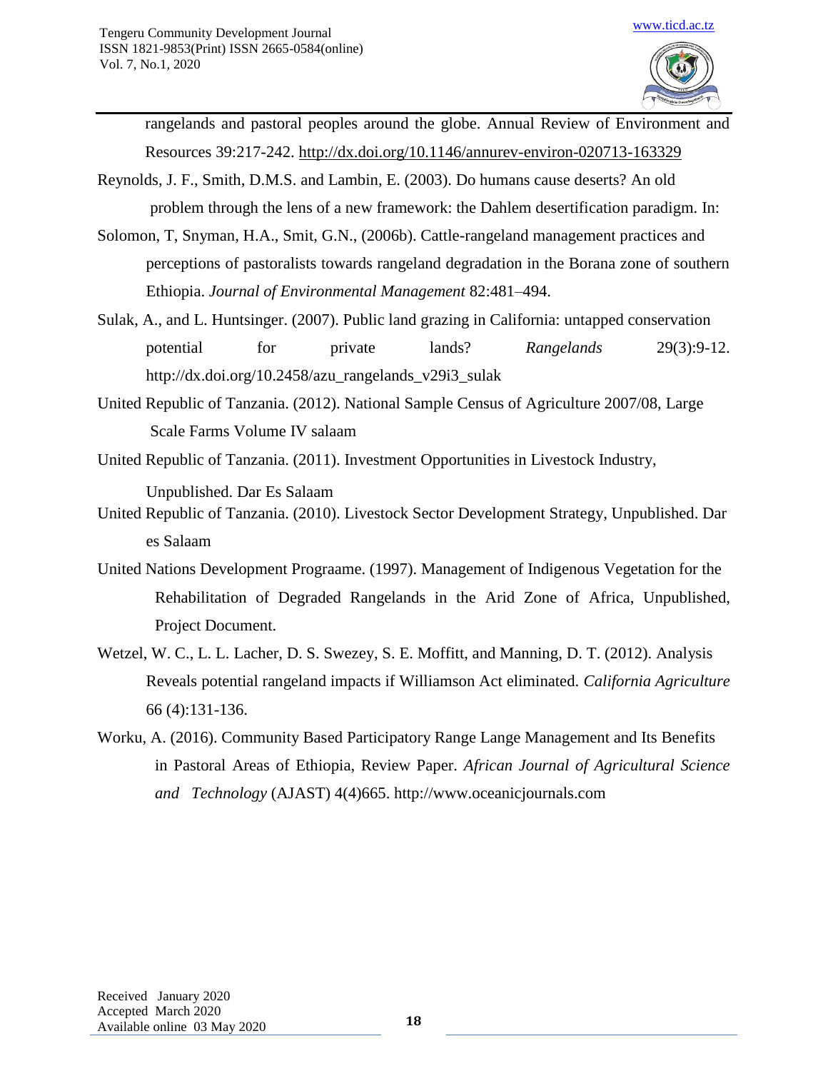rangelands and pastoral peoples around the globe. Annual Review of Environment and Resources 39:217-242. http://dx.doi.org/10.1146/annurev-environ-020713-163329

Reynolds, J. F., Smith, D.M.S. and Lambin, E. (2003). Do humans cause deserts? An old problem through the lens of a new framework: the Dahlem desertification paradigm. In:

Solomon, T, Snyman, H.A., Smit, G.N., (2006b). Cattle-rangeland management practices and perceptions of pastoralists towards rangeland degradation in the Borana zone of southern Ethiopia. *Journal of Environmental Management* 82:481–494.

Sulak, A., and L. Huntsinger. (2007). Public land grazing in California: untapped conservation potential for private lands? *Rangelands* 29(3):9-12. http://dx.doi.org/10.2458/azu_rangelands_v29i3_sulak

United Republic of Tanzania. (2012). National Sample Census of Agriculture 2007/08, Large Scale Farms Volume IV salaam

United Republic of Tanzania. (2011). Investment Opportunities in Livestock Industry, Unpublished. Dar Es Salaam

United Republic of Tanzania. (2010). Livestock Sector Development Strategy, Unpublished. Dar es Salaam

United Nations Development Prograame. (1997). Management of Indigenous Vegetation for the Rehabilitation of Degraded Rangelands in the Arid Zone of Africa, Unpublished, Project Document.

Wetzel, W. C., L. L. Lacher, D. S. Swezey, S. E. Moffitt, and Manning, D. T. (2012). Analysis Reveals potential rangeland impacts if Williamson Act eliminated. *California Agriculture* 66 (4):131-136.

Worku, A. (2016). Community Based Participatory Range Lange Management and Its Benefits in Pastoral Areas of Ethiopia, Review Paper. *African Journal of Agricultural Science and Technology* (AJAST) 4(4)665. http://www.oceanicjournals.com

Received January 2020
Accepted March 2020
Available online 03 May 2020